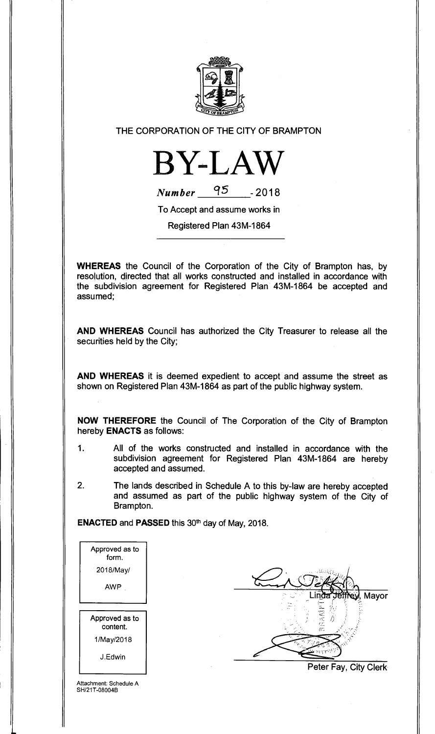THE CORPORATION OF THE CITY OF BRAMPTON

# BY-LAW

*Number* 95 - 2018

To Accept and assume works in

Registered Plan 43M-1864

**WHEREAS** the Council of the Corporation of the City of Brampton has, by resolution, directed that all works constructed and installed in accordance with the subdivision agreement for Registered Plan 43M-1864 be accepted and assumed;

**AND WHEREAS** Council has authorized the City Treasurer to release all the securities held by the City;

**AND WHEREAS** it is deemed expedient to accept and assume the street as shown on Registered Plan 43M-1864 as part of the public highway system.

**NOW THEREFORE** the Council of The Corporation of the City of Brampton hereby **ENACTS** as follows:

1. All of the works constructed and installed in accordance with the subdivision agreement for Registered Plan 43M-1864 are hereby accepted and assumed.

2. The lands described in Schedule A to this by-law are hereby accepted and assumed as part of the public highway system of the City of Brampton.

**ENACTED** and **PASSED** this 30th day of May, 2018.

| Approved as to form. |
|---|
| 2018/May/ |
| AWP |

| Approved as to content. |
|---|
| 1/May/2018 |
| J.Edwin |

Linda Jeffrey, Mayor

Peter Fay, City Clerk

Attachment: Schedule A
SH/21T-08004B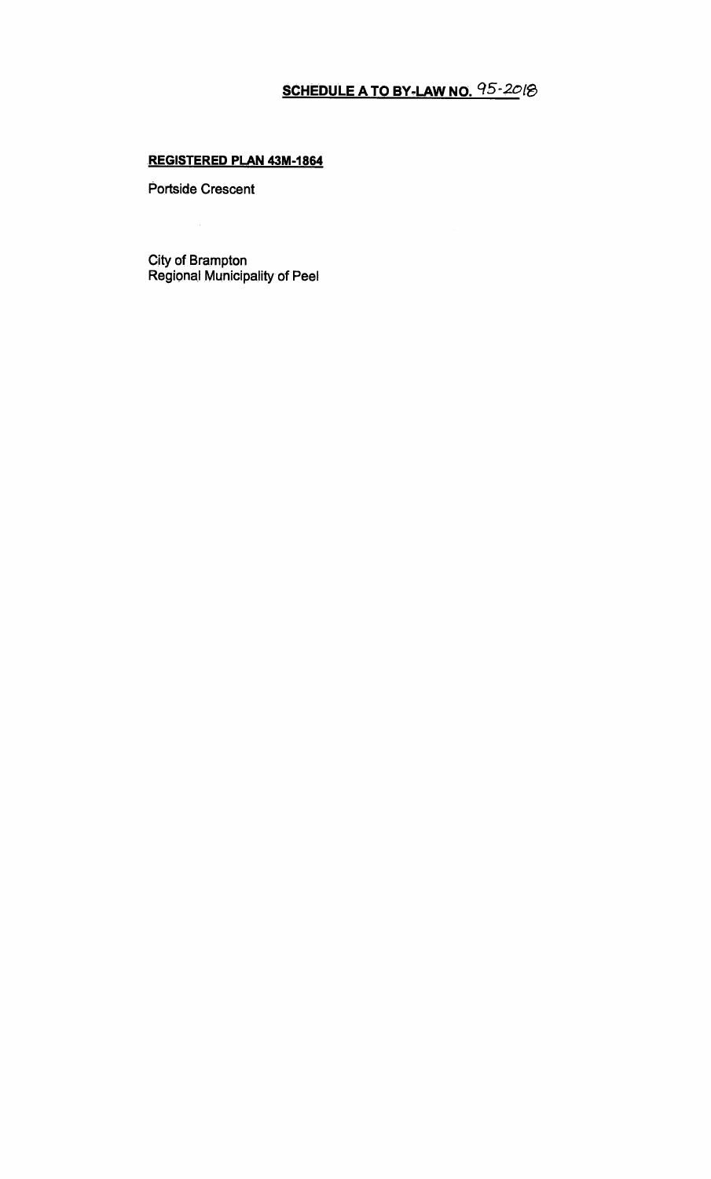**SCHEDULE A TO BY-LAW NO. 95-2018**

**REGISTERED PLAN 43M-1864**

Portside Crescent

City of Brampton
Regional Municipality of Peel